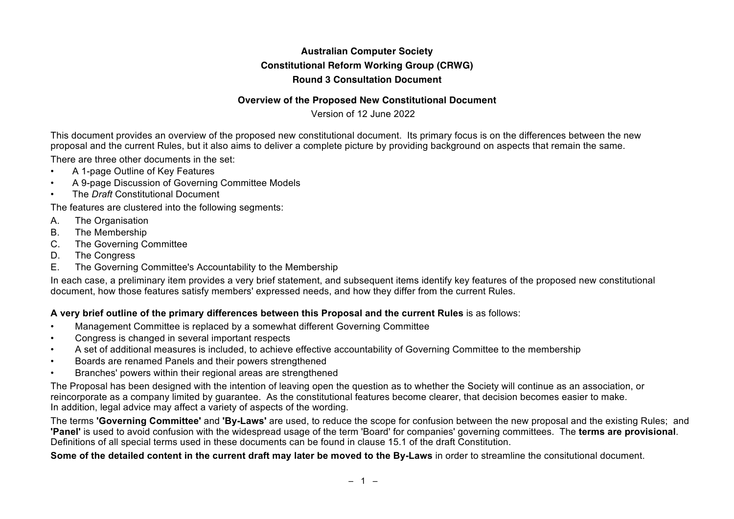# Australian Computer Society

## Constitutional Reform Working Group (CRWG)

## Round 3 Consultation Document

### Overview of the Proposed New Constitutional Document

Version of 12 June 2022

This document provides an overview of the proposed new constitutional document. Its primary focus is on the differences between the new proposal and the current Rules, but it also aims to deliver a complete picture by providing background on aspects that remain the same.

There are three other documents in the set:

- A 1-page Outline of Key Features
- A 9-page Discussion of Governing Committee Models
- The *Draft* Constitutional Document

The features are clustered into the following segments:

A. The Organisation
B. The Membership
C. The Governing Committee
D. The Congress
E. The Governing Committee's Accountability to the Membership

In each case, a preliminary item provides a very brief statement, and subsequent items identify key features of the proposed new constitutional document, how those features satisfy members' expressed needs, and how they differ from the current Rules.

**A very brief outline of the primary differences between this Proposal and the current Rules** is as follows:

- Management Committee is replaced by a somewhat different Governing Committee
- Congress is changed in several important respects
- A set of additional measures is included, to achieve effective accountability of Governing Committee to the membership
- Boards are renamed Panels and their powers strengthened
- Branches' powers within their regional areas are strengthened

The Proposal has been designed with the intention of leaving open the question as to whether the Society will continue as an association, or reincorporate as a company limited by guarantee. As the constitutional features become clearer, that decision becomes easier to make.
In addition, legal advice may affect a variety of aspects of the wording.

The terms **'Governing Committee'** and **'By-Laws'** are used, to reduce the scope for confusion between the new proposal and the existing Rules; and **'Panel'** is used to avoid confusion with the widespread usage of the term 'Board' for companies' governing committees. The **terms are provisional**. Definitions of all special terms used in these documents can be found in clause 15.1 of the draft Constitution.

**Some of the detailed content in the current draft may later be moved to the By-Laws** in order to streamline the consitutional document.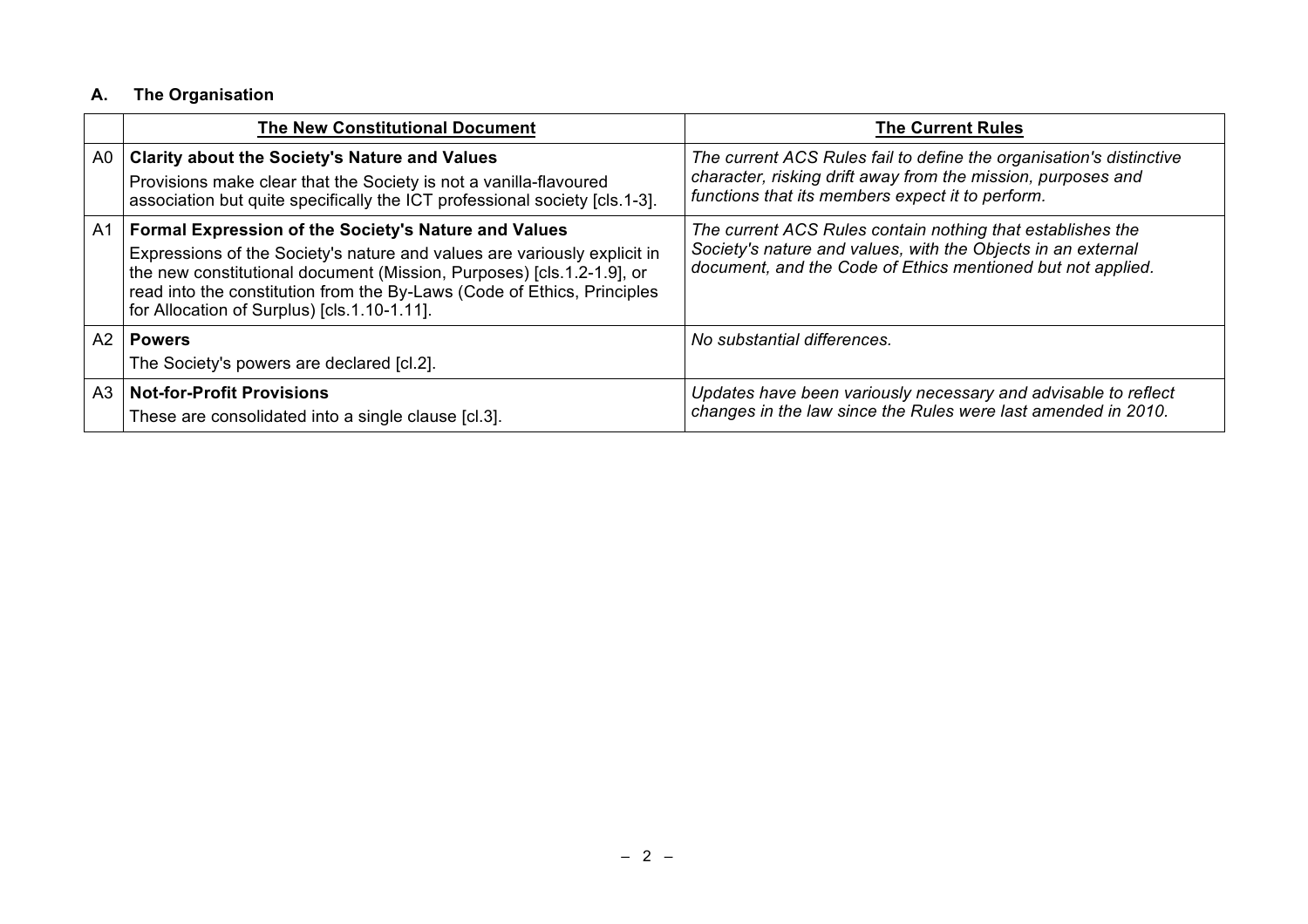## A. The Organisation

| | **The New Constitutional Document** | **The Current Rules** |
|---|---|---|
| A0 | **Clarity about the Society's Nature and Values**<br>Provisions make clear that the Society is not a vanilla-flavoured association but quite specifically the ICT professional society [cls.1-3]. | *The current ACS Rules fail to define the organisation's distinctive character, risking drift away from the mission, purposes and functions that its members expect it to perform.* |
| A1 | **Formal Expression of the Society's Nature and Values**<br>Expressions of the Society's nature and values are variously explicit in the new constitutional document (Mission, Purposes) [cls.1.2-1.9], or read into the constitution from the By-Laws (Code of Ethics, Principles for Allocation of Surplus) [cls.1.10-1.11]. | *The current ACS Rules contain nothing that establishes the Society's nature and values, with the Objects in an external document, and the Code of Ethics mentioned but not applied.* |
| A2 | **Powers**<br>The Society's powers are declared [cl.2]. | *No substantial differences.* |
| A3 | **Not-for-Profit Provisions**<br>These are consolidated into a single clause [cl.3]. | *Updates have been variously necessary and advisable to reflect changes in the law since the Rules were last amended in 2010.* |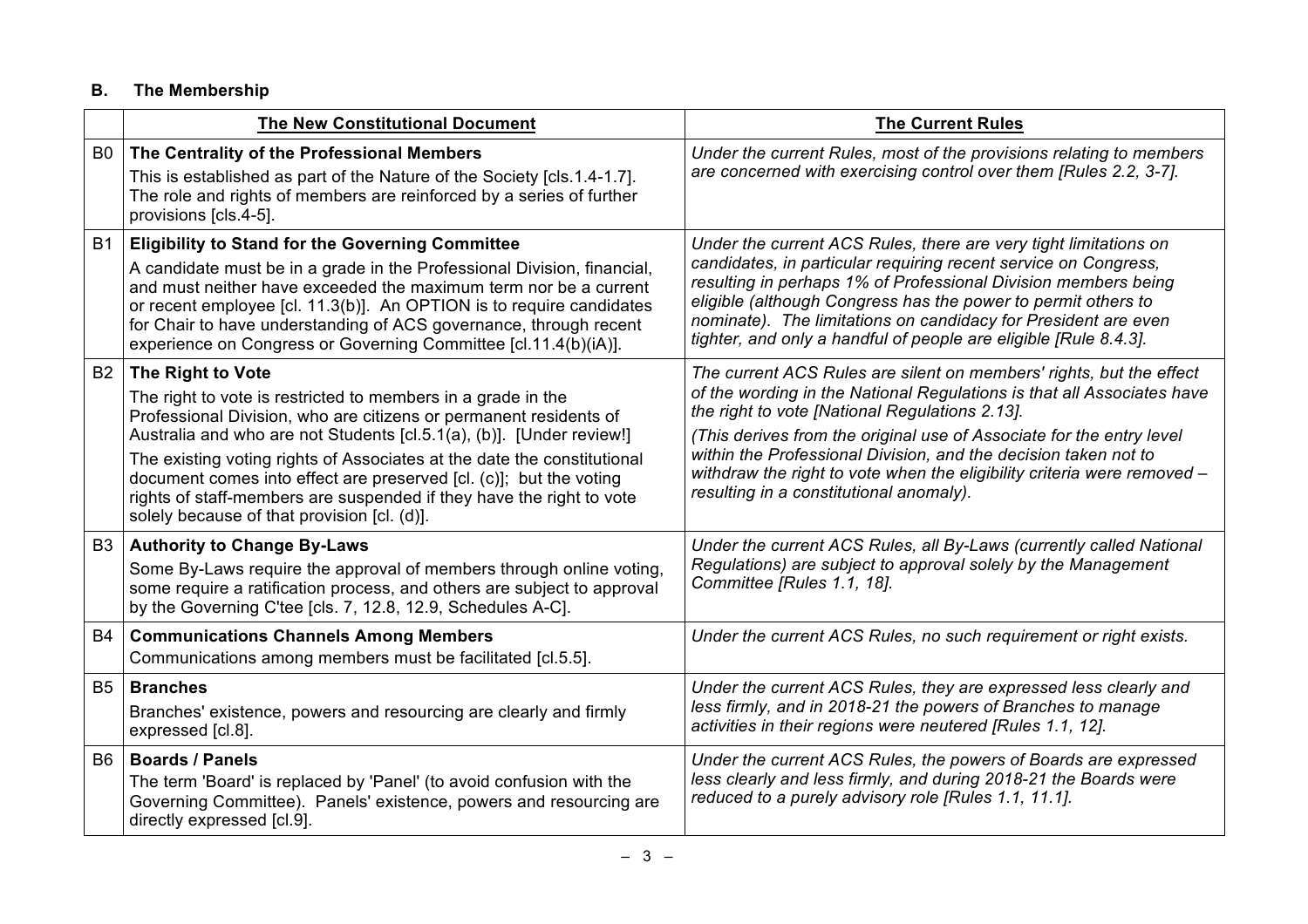## B. The Membership

| | **The New Constitutional Document** | **The Current Rules** |
|---|---|---|
| B0 | **The Centrality of the Professional Members** This is established as part of the Nature of the Society [cls.1.4-1.7]. The role and rights of members are reinforced by a series of further provisions [cls.4-5]. | *Under the current Rules, most of the provisions relating to members are concerned with exercising control over them [Rules 2.2, 3-7].* |
| B1 | **Eligibility to Stand for the Governing Committee** A candidate must be in a grade in the Professional Division, financial, and must neither have exceeded the maximum term nor be a current or recent employee [cl. 11.3(b)]. An OPTION is to require candidates for Chair to have understanding of ACS governance, through recent experience on Congress or Governing Committee [cl.11.4(b)(iA)]. | *Under the current ACS Rules, there are very tight limitations on candidates, in particular requiring recent service on Congress, resulting in perhaps 1% of Professional Division members being eligible (although Congress has the power to permit others to nominate). The limitations on candidacy for President are even tighter, and only a handful of people are eligible [Rule 8.4.3].* |
| B2 | **The Right to Vote** The right to vote is restricted to members in a grade in the Professional Division, who are citizens or permanent residents of Australia and who are not Students [cl.5.1(a), (b)]. [Under review!] The existing voting rights of Associates at the date the constitutional document comes into effect are preserved [cl. (c)]; but the voting rights of staff-members are suspended if they have the right to vote solely because of that provision [cl. (d)]. | *The current ACS Rules are silent on members' rights, but the effect of the wording in the National Regulations is that all Associates have the right to vote [National Regulations 2.13].* *(This derives from the original use of Associate for the entry level within the Professional Division, and the decision taken not to withdraw the right to vote when the eligibility criteria were removed – resulting in a constitutional anomaly).* |
| B3 | **Authority to Change By-Laws** Some By-Laws require the approval of members through online voting, some require a ratification process, and others are subject to approval by the Governing C'tee [cls. 7, 12.8, 12.9, Schedules A-C]. | *Under the current ACS Rules, all By-Laws (currently called National Regulations) are subject to approval solely by the Management Committee [Rules 1.1, 18].* |
| B4 | **Communications Channels Among Members** Communications among members must be facilitated [cl.5.5]. | *Under the current ACS Rules, no such requirement or right exists.* |
| B5 | **Branches** Branches' existence, powers and resourcing are clearly and firmly expressed [cl.8]. | *Under the current ACS Rules, they are expressed less clearly and less firmly, and in 2018-21 the powers of Branches to manage activities in their regions were neutered [Rules 1.1, 12].* |
| B6 | **Boards / Panels** The term 'Board' is replaced by 'Panel' (to avoid confusion with the Governing Committee). Panels' existence, powers and resourcing are directly expressed [cl.9]. | *Under the current ACS Rules, the powers of Boards are expressed less clearly and less firmly, and during 2018-21 the Boards were reduced to a purely advisory role [Rules 1.1, 11.1].* |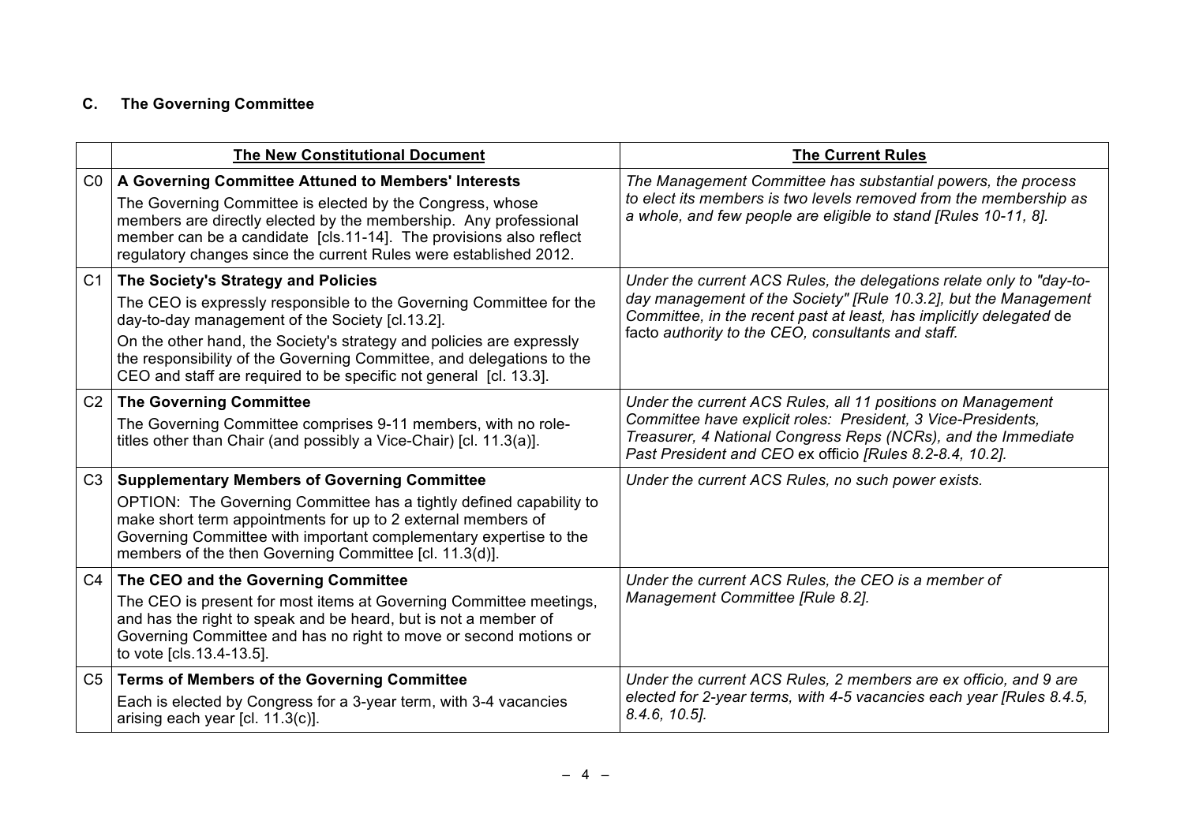## C. The Governing Committee

| | **The New Constitutional Document** | **The Current Rules** |
|---|---|---|
| C0 | **A Governing Committee Attuned to Members' Interests** The Governing Committee is elected by the Congress, whose members are directly elected by the membership. Any professional member can be a candidate [cls.11-14]. The provisions also reflect regulatory changes since the current Rules were established 2012. | *The Management Committee has substantial powers, the process to elect its members is two levels removed from the membership as a whole, and few people are eligible to stand [Rules 10-11, 8].* |
| C1 | **The Society's Strategy and Policies** The CEO is expressly responsible to the Governing Committee for the day-to-day management of the Society [cl.13.2]. On the other hand, the Society's strategy and policies are expressly the responsibility of the Governing Committee, and delegations to the CEO and staff are required to be specific not general [cl. 13.3]. | *Under the current ACS Rules, the delegations relate only to "day-to-day management of the Society" [Rule 10.3.2], but the Management Committee, in the recent past at least, has implicitly delegated* de facto *authority to the CEO, consultants and staff.* |
| C2 | **The Governing Committee** The Governing Committee comprises 9-11 members, with no role-titles other than Chair (and possibly a Vice-Chair) [cl. 11.3(a)]. | *Under the current ACS Rules, all 11 positions on Management Committee have explicit roles: President, 3 Vice-Presidents, Treasurer, 4 National Congress Reps (NCRs), and the Immediate Past President and CEO* ex officio *[Rules 8.2-8.4, 10.2].* |
| C3 | **Supplementary Members of Governing Committee** OPTION: The Governing Committee has a tightly defined capability to make short term appointments for up to 2 external members of Governing Committee with important complementary expertise to the members of the then Governing Committee [cl. 11.3(d)]. | *Under the current ACS Rules, no such power exists.* |
| C4 | **The CEO and the Governing Committee** The CEO is present for most items at Governing Committee meetings, and has the right to speak and be heard, but is not a member of Governing Committee and has no right to move or second motions or to vote [cls.13.4-13.5]. | *Under the current ACS Rules, the CEO is a member of Management Committee [Rule 8.2].* |
| C5 | **Terms of Members of the Governing Committee** Each is elected by Congress for a 3-year term, with 3-4 vacancies arising each year [cl. 11.3(c)]. | *Under the current ACS Rules, 2 members are ex officio, and 9 are elected for 2-year terms, with 4-5 vacancies each year [Rules 8.4.5, 8.4.6, 10.5].* |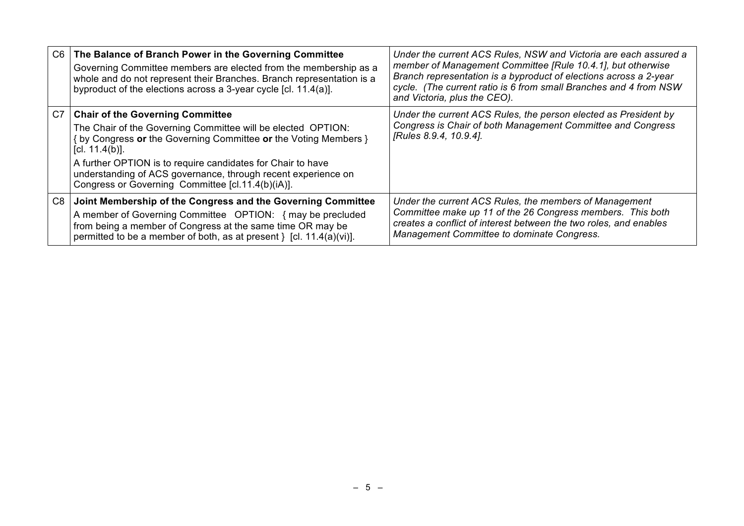| | | |
|---|---|---|
| C6 | **The Balance of Branch Power in the Governing Committee**<br>Governing Committee members are elected from the membership as a whole and do not represent their Branches. Branch representation is a byproduct of the elections across a 3-year cycle [cl. 11.4(a)]. | *Under the current ACS Rules, NSW and Victoria are each assured a member of Management Committee [Rule 10.4.1], but otherwise Branch representation is a byproduct of elections across a 2-year cycle. (The current ratio is 6 from small Branches and 4 from NSW and Victoria, plus the CEO).* |
| C7 | **Chair of the Governing Committee**<br>The Chair of the Governing Committee will be elected OPTION: { by Congress **or** the Governing Committee **or** the Voting Members } [cl. 11.4(b)].<br>A further OPTION is to require candidates for Chair to have understanding of ACS governance, through recent experience on Congress or Governing Committee [cl.11.4(b)(iA)]. | *Under the current ACS Rules, the person elected as President by Congress is Chair of both Management Committee and Congress [Rules 8.9.4, 10.9.4].* |
| C8 | **Joint Membership of the Congress and the Governing Committee**<br>A member of Governing Committee OPTION: { may be precluded from being a member of Congress at the same time OR may be permitted to be a member of both, as at present } [cl. 11.4(a)(vi)]. | *Under the current ACS Rules, the members of Management Committee make up 11 of the 26 Congress members. This both creates a conflict of interest between the two roles, and enables Management Committee to dominate Congress.* |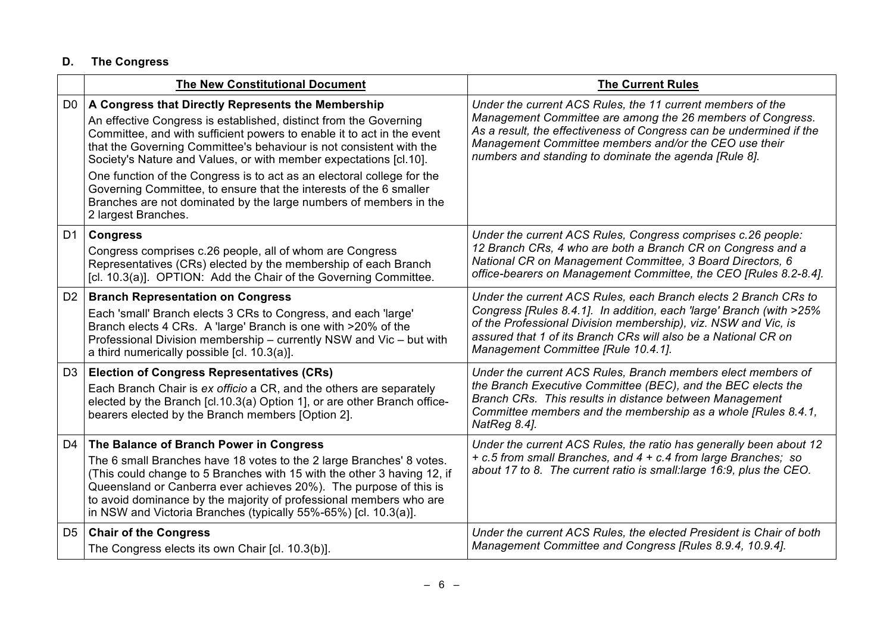## D. The Congress

| | **The New Constitutional Document** | **The Current Rules** |
|---|---|---|
| D0 | **A Congress that Directly Represents the Membership**<br>An effective Congress is established, distinct from the Governing Committee, and with sufficient powers to enable it to act in the event that the Governing Committee's behaviour is not consistent with the Society's Nature and Values, or with member expectations [cl.10].<br>One function of the Congress is to act as an electoral college for the Governing Committee, to ensure that the interests of the 6 smaller Branches are not dominated by the large numbers of members in the 2 largest Branches. | *Under the current ACS Rules, the 11 current members of the Management Committee are among the 26 members of Congress. As a result, the effectiveness of Congress can be undermined if the Management Committee members and/or the CEO use their numbers and standing to dominate the agenda [Rule 8].* |
| D1 | **Congress**<br>Congress comprises c.26 people, all of whom are Congress Representatives (CRs) elected by the membership of each Branch [cl. 10.3(a)]. OPTION: Add the Chair of the Governing Committee. | *Under the current ACS Rules, Congress comprises c.26 people: 12 Branch CRs, 4 who are both a Branch CR on Congress and a National CR on Management Committee, 3 Board Directors, 6 office-bearers on Management Committee, the CEO [Rules 8.2-8.4].* |
| D2 | **Branch Representation on Congress**<br>Each 'small' Branch elects 3 CRs to Congress, and each 'large' Branch elects 4 CRs. A 'large' Branch is one with >20% of the Professional Division membership – currently NSW and Vic – but with a third numerically possible [cl. 10.3(a)]. | *Under the current ACS Rules, each Branch elects 2 Branch CRs to Congress [Rules 8.4.1]. In addition, each 'large' Branch (with >25% of the Professional Division membership), viz. NSW and Vic, is assured that 1 of its Branch CRs will also be a National CR on Management Committee [Rule 10.4.1].* |
| D3 | **Election of Congress Representatives (CRs)**<br>Each Branch Chair is *ex officio* a CR, and the others are separately elected by the Branch [cl.10.3(a) Option 1], or are other Branch office-bearers elected by the Branch members [Option 2]. | *Under the current ACS Rules, Branch members elect members of the Branch Executive Committee (BEC), and the BEC elects the Branch CRs. This results in distance between Management Committee members and the membership as a whole [Rules 8.4.1, NatReg 8.4].* |
| D4 | **The Balance of Branch Power in Congress**<br>The 6 small Branches have 18 votes to the 2 large Branches' 8 votes. (This could change to 5 Branches with 15 with the other 3 having 12, if Queensland or Canberra ever achieves 20%). The purpose of this is to avoid dominance by the majority of professional members who are in NSW and Victoria Branches (typically 55%-65%) [cl. 10.3(a)]. | *Under the current ACS Rules, the ratio has generally been about 12 + c.5 from small Branches, and 4 + c.4 from large Branches; so about 17 to 8. The current ratio is small:large 16:9, plus the CEO.* |
| D5 | **Chair of the Congress**<br>The Congress elects its own Chair [cl. 10.3(b)]. | *Under the current ACS Rules, the elected President is Chair of both Management Committee and Congress [Rules 8.9.4, 10.9.4].* |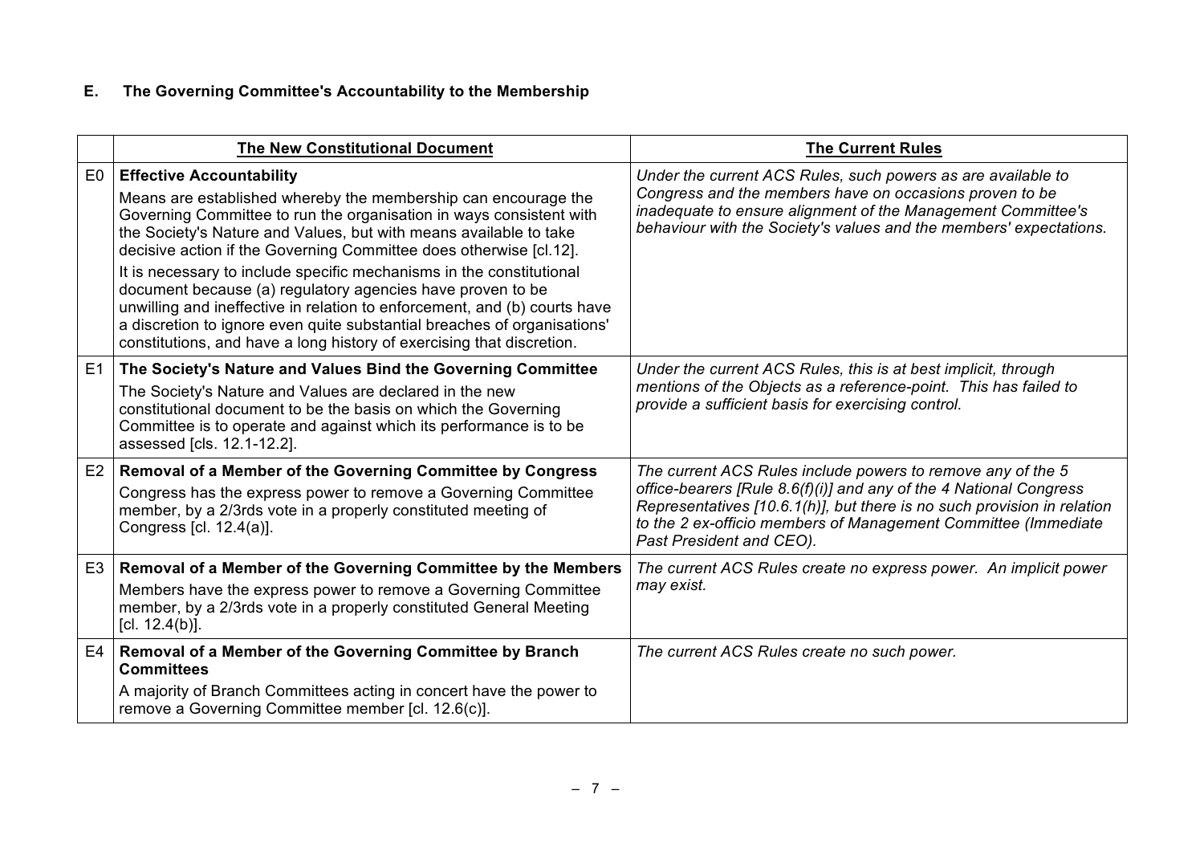## E. The Governing Committee's Accountability to the Membership

| | **The New Constitutional Document** | **The Current Rules** |
|---|---|---|
| E0 | **Effective Accountability**<br><br>Means are established whereby the membership can encourage the Governing Committee to run the organisation in ways consistent with the Society's Nature and Values, but with means available to take decisive action if the Governing Committee does otherwise [cl.12].<br><br>It is necessary to include specific mechanisms in the constitutional document because (a) regulatory agencies have proven to be unwilling and ineffective in relation to enforcement, and (b) courts have a discretion to ignore even quite substantial breaches of organisations' constitutions, and have a long history of exercising that discretion. | *Under the current ACS Rules, such powers as are available to Congress and the members have on occasions proven to be inadequate to ensure alignment of the Management Committee's behaviour with the Society's values and the members' expectations.* |
| E1 | **The Society's Nature and Values Bind the Governing Committee**<br><br>The Society's Nature and Values are declared in the new constitutional document to be the basis on which the Governing Committee is to operate and against which its performance is to be assessed [cls. 12.1-12.2]. | *Under the current ACS Rules, this is at best implicit, through mentions of the Objects as a reference-point. This has failed to provide a sufficient basis for exercising control.* |
| E2 | **Removal of a Member of the Governing Committee by Congress**<br><br>Congress has the express power to remove a Governing Committee member, by a 2/3rds vote in a properly constituted meeting of Congress [cl. 12.4(a)]. | *The current ACS Rules include powers to remove any of the 5 office-bearers [Rule 8.6(f)(i)] and any of the 4 National Congress Representatives [10.6.1(h)], but there is no such provision in relation to the 2 ex-officio members of Management Committee (Immediate Past President and CEO).* |
| E3 | **Removal of a Member of the Governing Committee by the Members**<br><br>Members have the express power to remove a Governing Committee member, by a 2/3rds vote in a properly constituted General Meeting [cl. 12.4(b)]. | *The current ACS Rules create no express power. An implicit power may exist.* |
| E4 | **Removal of a Member of the Governing Committee by Branch Committees**<br><br>A majority of Branch Committees acting in concert have the power to remove a Governing Committee member [cl. 12.6(c)]. | *The current ACS Rules create no such power.* |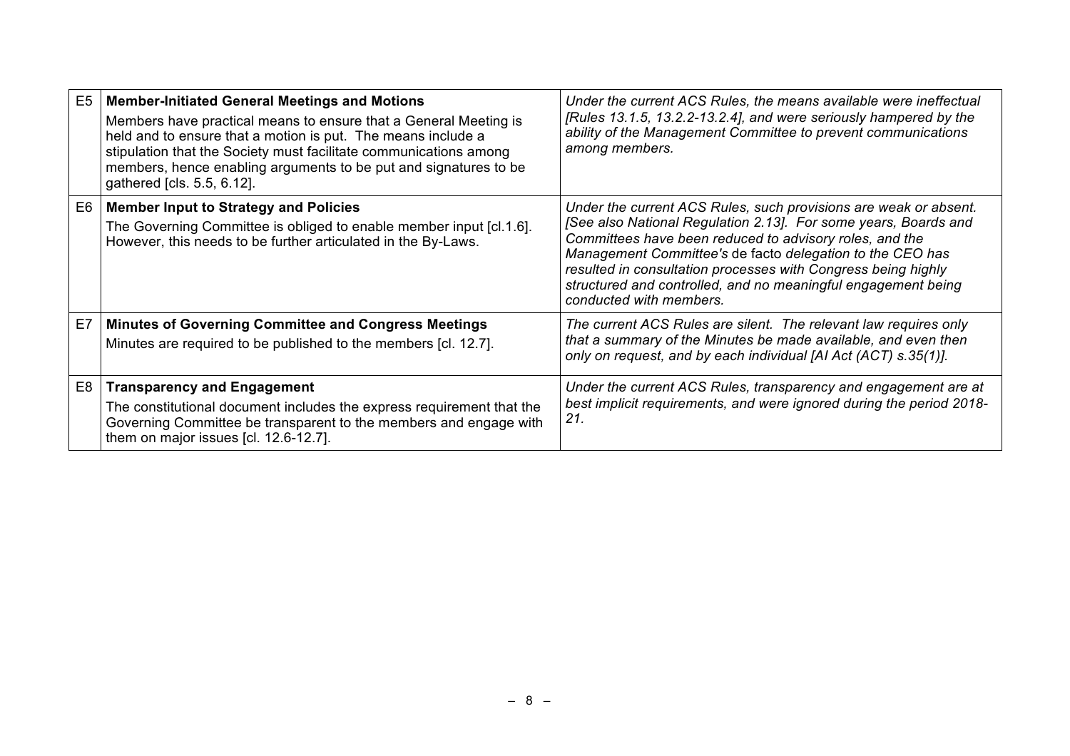| | | |
|---|---|---|
| E5 | **Member-Initiated General Meetings and Motions**<br>Members have practical means to ensure that a General Meeting is held and to ensure that a motion is put. The means include a stipulation that the Society must facilitate communications among members, hence enabling arguments to be put and signatures to be gathered [cls. 5.5, 6.12]. | *Under the current ACS Rules, the means available were ineffectual [Rules 13.1.5, 13.2.2-13.2.4], and were seriously hampered by the ability of the Management Committee to prevent communications among members.* |
| E6 | **Member Input to Strategy and Policies**<br>The Governing Committee is obliged to enable member input [cl.1.6]. However, this needs to be further articulated in the By-Laws. | *Under the current ACS Rules, such provisions are weak or absent. [See also National Regulation 2.13]. For some years, Boards and Committees have been reduced to advisory roles, and the Management Committee's* de facto *delegation to the CEO has resulted in consultation processes with Congress being highly structured and controlled, and no meaningful engagement being conducted with members.* |
| E7 | **Minutes of Governing Committee and Congress Meetings**<br>Minutes are required to be published to the members [cl. 12.7]. | *The current ACS Rules are silent. The relevant law requires only that a summary of the Minutes be made available, and even then only on request, and by each individual [AI Act (ACT) s.35(1)].* |
| E8 | **Transparency and Engagement**<br>The constitutional document includes the express requirement that the Governing Committee be transparent to the members and engage with them on major issues [cl. 12.6-12.7]. | *Under the current ACS Rules, transparency and engagement are at best implicit requirements, and were ignored during the period 2018-21.* |